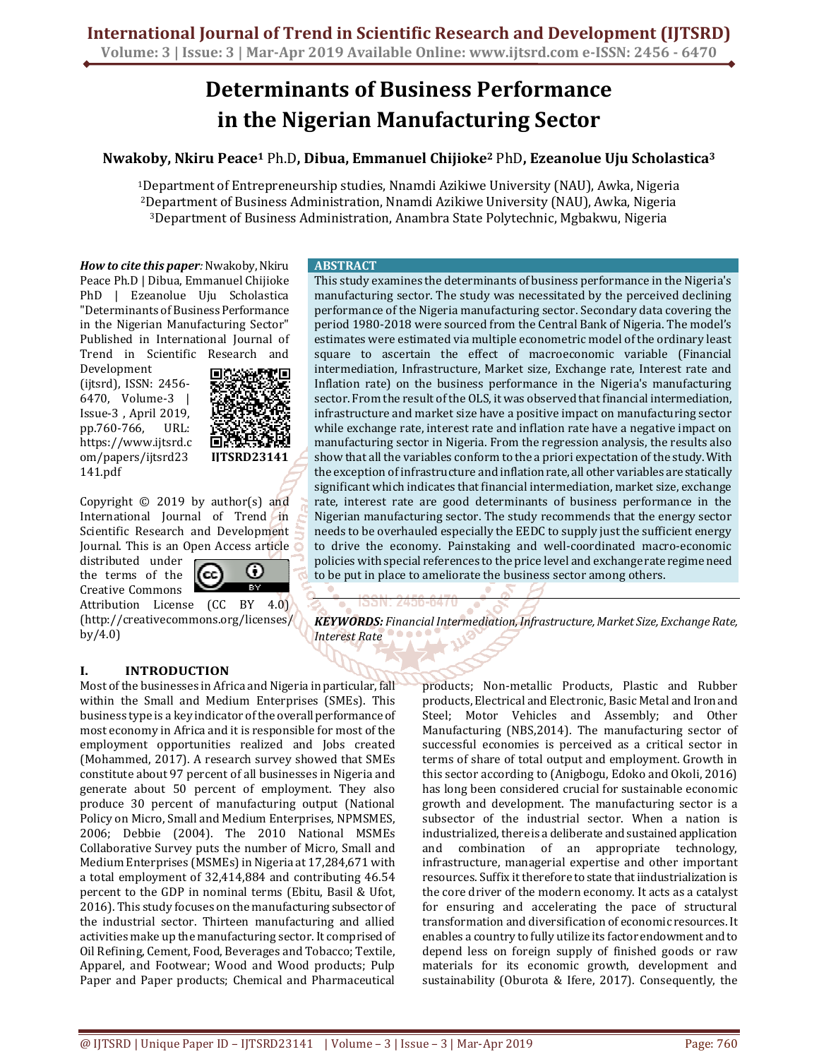# Determinants of Business Performance in the Nigerian Manufacturing Sector

**Nwakoby, Nkiru Peace[1] Ph.D, Dibua, Emmanuel Chijioke[2] PhD, Ezeanolue Uju Scholastica[3]**

[1]Department of Entrepreneurship studies, Nnamdi Azikiwe University (NAU), Awka, Nigeria
[2]Department of Business Administration, Nnamdi Azikiwe University (NAU), Awka, Nigeria
[3]Department of Business Administration, Anambra State Polytechnic, Mgbakwu, Nigeria

***How to cite this paper:*** Nwakoby, Nkiru Peace Ph.D | Dibua, Emmanuel Chijioke PhD | Ezeanolue Uju Scholastica "Determinants of Business Performance in the Nigerian Manufacturing Sector" Published in International Journal of Trend in Scientific Research and Development (ijtsrd), ISSN: 2456-6470, Volume-3 | Issue-3, April 2019, pp.760-766, URL: https://www.ijtsrd.com/papers/ijtsrd23141.pdf

IJTSRD23141

Copyright © 2019 by author(s) and International Journal of Trend in Scientific Research and Development Journal. This is an Open Access article distributed under the terms of the Creative Commons Attribution License (CC BY 4.0) (http://creativecommons.org/licenses/by/4.0)

## ABSTRACT

This study examines the determinants of business performance in the Nigeria's manufacturing sector. The study was necessitated by the perceived declining performance of the Nigeria manufacturing sector. Secondary data covering the period 1980-2018 were sourced from the Central Bank of Nigeria. The model's estimates were estimated via multiple econometric model of the ordinary least square to ascertain the effect of macroeconomic variable (Financial intermediation, Infrastructure, Market size, Exchange rate, Interest rate and Inflation rate) on the business performance in the Nigeria's manufacturing sector. From the result of the OLS, it was observed that financial intermediation, infrastructure and market size have a positive impact on manufacturing sector while exchange rate, interest rate and inflation rate have a negative impact on manufacturing sector in Nigeria. From the regression analysis, the results also show that all the variables conform to the a priori expectation of the study. With the exception of infrastructure and inflation rate, all other variables are statically significant which indicates that financial intermediation, market size, exchange rate, interest rate are good determinants of business performance in the Nigerian manufacturing sector. The study recommends that the energy sector needs to be overhauled especially the EEDC to supply just the sufficient energy to drive the economy. Painstaking and well-coordinated macro-economic policies with special references to the price level and exchange rate regime need to be put in place to ameliorate the business sector among others.

***KEYWORDS:*** *Financial Intermediation, Infrastructure, Market Size, Exchange Rate, Interest Rate*

## I. INTRODUCTION

Most of the businesses in Africa and Nigeria in particular, fall within the Small and Medium Enterprises (SMEs). This business type is a key indicator of the overall performance of most economy in Africa and it is responsible for most of the employment opportunities realized and Jobs created (Mohammed, 2017). A research survey showed that SMEs constitute about 97 percent of all businesses in Nigeria and generate about 50 percent of employment. They also produce 30 percent of manufacturing output (National Policy on Micro, Small and Medium Enterprises, NPMSMES, 2006; Debbie (2004). The 2010 National MSMEs Collaborative Survey puts the number of Micro, Small and Medium Enterprises (MSMEs) in Nigeria at 17,284,671 with a total employment of 32,414,884 and contributing 46.54 percent to the GDP in nominal terms (Ebitu, Basil & Ufot, 2016). This study focuses on the manufacturing subsector of the industrial sector. Thirteen manufacturing and allied activities make up the manufacturing sector. It comprised of Oil Refining, Cement, Food, Beverages and Tobacco; Textile, Apparel, and Footwear; Wood and Wood products; Pulp Paper and Paper products; Chemical and Pharmaceutical products; Non-metallic Products, Plastic and Rubber products, Electrical and Electronic, Basic Metal and Iron and Steel; Motor Vehicles and Assembly; and Other Manufacturing (NBS,2014). The manufacturing sector of successful economies is perceived as a critical sector in terms of share of total output and employment. Growth in this sector according to (Anigbogu, Edoko and Okoli, 2016) has long been considered crucial for sustainable economic growth and development. The manufacturing sector is a subsector of the industrial sector. When a nation is industrialized, there is a deliberate and sustained application and combination of an appropriate technology, infrastructure, managerial expertise and other important resources. Suffix it therefore to state that iindustrialization is the core driver of the modern economy. It acts as a catalyst for ensuring and accelerating the pace of structural transformation and diversification of economic resources. It enables a country to fully utilize its factor endowment and to depend less on foreign supply of finished goods or raw materials for its economic growth, development and sustainability (Oburota & Ifere, 2017). Consequently, the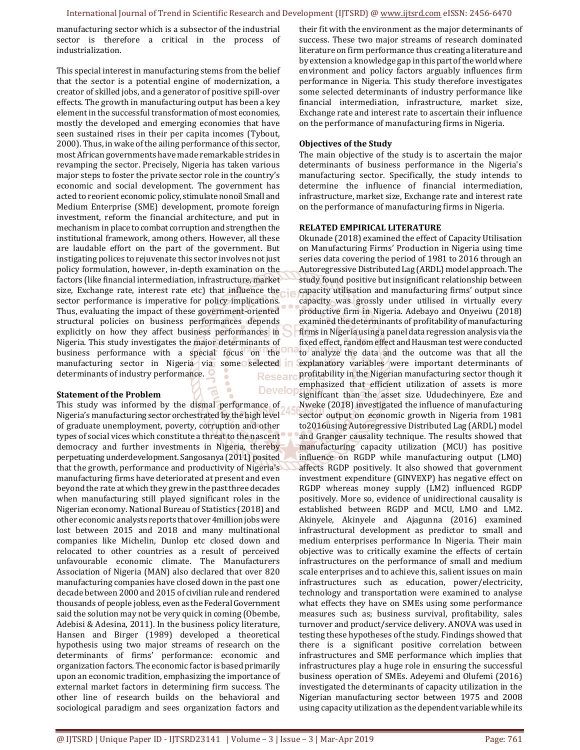manufacturing sector which is a subsector of the industrial sector is therefore a critical in the process of industrialization.

This special interest in manufacturing stems from the belief that the sector is a potential engine of modernization, a creator of skilled jobs, and a generator of positive spill-over effects. The growth in manufacturing output has been a key element in the successful transformation of most economies, mostly the developed and emerging economies that have seen sustained rises in their per capita incomes (Tybout, 2000). Thus, in wake of the ailing performance of this sector, most African governments have made remarkable strides in revamping the sector. Precisely, Nigeria has taken various major steps to foster the private sector role in the country's economic and social development. The government has acted to reorient economic policy, stimulate nonoil Small and Medium Enterprise (SME) development, promote foreign investment, reform the financial architecture, and put in mechanism in place to combat corruption and strengthen the institutional framework, among others. However, all these are laudable effort on the part of the government. But instigating polices to rejuvenate this sector involves not just policy formulation, however, in-depth examination on the factors (like financial intermediation, infrastructure, market size, Exchange rate, interest rate etc) that influence the sector performance is imperative for policy implications. Thus, evaluating the impact of these government-oriented structural policies on business performances depends explicitly on how they affect business performances in Nigeria. This study investigates the major determinants of business performance with a special focus on the manufacturing sector in Nigeria via some selected determinants of industry performance.

**Statement of the Problem**

This study was informed by the dismal performance of Nigeria's manufacturing sector orchestrated by the high level of graduate unemployment, poverty, corruption and other types of social vices which constitute a threat to the nascent democracy and further investments in Nigeria, thereby perpetuating underdevelopment. Sangosanya (2011) posited that the growth, performance and productivity of Nigeria's manufacturing firms have deteriorated at present and even beyond the rate at which they grew in the past three decades when manufacturing still played significant roles in the Nigerian economy. National Bureau of Statistics (2018) and other economic analysts reports that over 4million jobs were lost between 2015 and 2018 and many multinational companies like Michelin, Dunlop etc closed down and relocated to other countries as a result of perceived unfavourable economic climate. The Manufacturers Association of Nigeria (MAN) also declared that over 820 manufacturing companies have closed down in the past one decade between 2000 and 2015 of civilian rule and rendered thousands of people jobless, even as the Federal Government said the solution may not be very quick in coming (Obembe, Adebisi & Adesina, 2011). In the business policy literature, Hansen and Birger (1989) developed a theoretical hypothesis using two major streams of research on the determinants of firms' performance: economic and organization factors. The economic factor is based primarily upon an economic tradition, emphasizing the importance of external market factors in determining firm success. The other line of research builds on the behavioral and sociological paradigm and sees organization factors and their fit with the environment as the major determinants of success. These two major streams of research dominated literature on firm performance thus creating a literature and by extension a knowledge gap in this part of the world where environment and policy factors arguably influences firm performance in Nigeria. This study therefore investigates some selected determinants of industry performance like financial intermediation, infrastructure, market size, Exchange rate and interest rate to ascertain their influence on the performance of manufacturing firms in Nigeria.

**Objectives of the Study**

The main objective of the study is to ascertain the major determinants of business performance in the Nigeria's manufacturing sector. Specifically, the study intends to determine the influence of financial intermediation, infrastructure, market size, Exchange rate and interest rate on the performance of manufacturing firms in Nigeria.

**RELATED EMPIRICAL LITERATURE**

Okunade (2018) examined the effect of Capacity Utilisation on Manufacturing Firms' Production in Nigeria using time series data covering the period of 1981 to 2016 through an Autoregressive Distributed Lag (ARDL) model approach. The study found positive but insignificant relationship between capacity utilisation and manufacturing firms' output since capacity was grossly under utilised in virtually every productive firm in Nigeria. Adebayo and Onyeiwu (2018) examined the determinants of profitability of manufacturing firms in Nigeria using a panel data regression analysis via the fixed effect, random effect and Hausman test were conducted to analyze the data and the outcome was that all the explanatory variables were important determinants of profitability in the Nigerian manufacturing sector though it emphasized that efficient utilization of assets is more significant than the asset size. Ududechinyere, Eze and Nweke (2018) investigated the influence of manufacturing sector output on economic growth in Nigeria from 1981 to2016using Autoregressive Distributed Lag (ARDL) model and Granger causality technique. The results showed that manufacturing capacity utilization (MCU) has positive influence on RGDP while manufacturing output (LMO) affects RGDP positively. It also showed that government investment expenditure (GINVEXP) has negative effect on RGDP whereas money supply (LM2) influenced RGDP positively. More so, evidence of unidirectional causality is established between RGDP and MCU, LMO and LM2. Akinyele, Akinyele and Ajagunna (2016) examined infrastructural development as predictor to small and medium enterprises performance In Nigeria. Their main objective was to critically examine the effects of certain infrastructures on the performance of small and medium scale enterprises and to achieve this, salient issues on main infrastructures such as education, power/electricity, technology and transportation were examined to analyse what effects they have on SMEs using some performance measures such as; business survival, profitability, sales turnover and product/service delivery. ANOVA was used in testing these hypotheses of the study. Findings showed that there is a significant positive correlation between infrastructures and SME performance which implies that infrastructures play a huge role in ensuring the successful business operation of SMEs. Adeyemi and Olufemi (2016) investigated the determinants of capacity utilization in the Nigerian manufacturing sector between 1975 and 2008 using capacity utilization as the dependent variable while its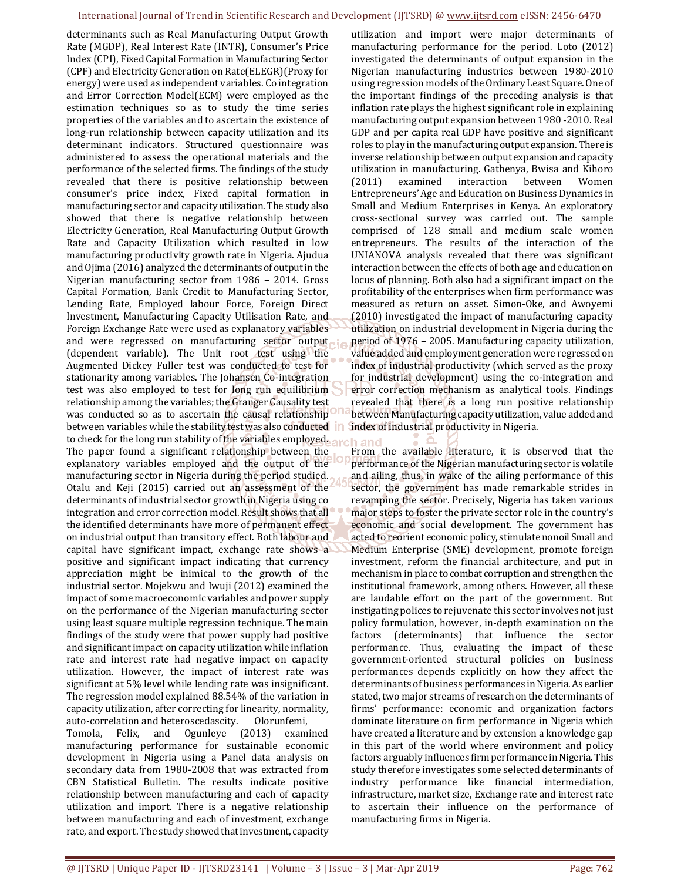determinants such as Real Manufacturing Output Growth Rate (MGDP), Real Interest Rate (INTR), Consumer's Price Index (CPI), Fixed Capital Formation in Manufacturing Sector (CPF) and Electricity Generation on Rate(ELEGR)(Proxy for energy) were used as independent variables. Co integration and Error Correction Model(ECM) were employed as the estimation techniques so as to study the time series properties of the variables and to ascertain the existence of long-run relationship between capacity utilization and its determinant indicators. Structured questionnaire was administered to assess the operational materials and the performance of the selected firms. The findings of the study revealed that there is positive relationship between consumer's price index, Fixed capital formation in manufacturing sector and capacity utilization. The study also showed that there is negative relationship between Electricity Generation, Real Manufacturing Output Growth Rate and Capacity Utilization which resulted in low manufacturing productivity growth rate in Nigeria. Ajudua and Ojima (2016) analyzed the determinants of output in the Nigerian manufacturing sector from 1986 – 2014. Gross Capital Formation, Bank Credit to Manufacturing Sector, Lending Rate, Employed labour Force, Foreign Direct Investment, Manufacturing Capacity Utilisation Rate, and Foreign Exchange Rate were used as explanatory variables and were regressed on manufacturing sector output (dependent variable). The Unit root test using the Augmented Dickey Fuller test was conducted to test for stationarity among variables. The Johansen Co-integration test was also employed to test for long run equilibrium relationship among the variables; the Granger Causality test was conducted so as to ascertain the causal relationship between variables while the stability test was also conducted to check for the long run stability of the variables employed. The paper found a significant relationship between the explanatory variables employed and the output of the manufacturing sector in Nigeria during the period studied. Otalu and Keji (2015) carried out an assessment of the determinants of industrial sector growth in Nigeria using co integration and error correction model. Result shows that all the identified determinants have more of permanent effect on industrial output than transitory effect. Both labour and capital have significant impact, exchange rate shows a positive and significant impact indicating that currency appreciation might be inimical to the growth of the industrial sector. Mojekwu and Iwuji (2012) examined the impact of some macroeconomic variables and power supply on the performance of the Nigerian manufacturing sector using least square multiple regression technique. The main findings of the study were that power supply had positive and significant impact on capacity utilization while inflation rate and interest rate had negative impact on capacity utilization. However, the impact of interest rate was significant at 5% level while lending rate was insignificant. The regression model explained 88.54% of the variation in capacity utilization, after correcting for linearity, normality, auto-correlation and heteroscedascity. Olorunfemi, Tomola, Felix, and Ogunleye (2013) examined manufacturing performance for sustainable economic development in Nigeria using a Panel data analysis on secondary data from 1980-2008 that was extracted from CBN Statistical Bulletin. The results indicate positive relationship between manufacturing and each of capacity utilization and import. There is a negative relationship between manufacturing and each of investment, exchange rate, and export. The study showed that investment, capacity utilization and import were major determinants of manufacturing performance for the period. Loto (2012) investigated the determinants of output expansion in the Nigerian manufacturing industries between 1980-2010 using regression models of the Ordinary Least Square. One of the important findings of the preceding analysis is that inflation rate plays the highest significant role in explaining manufacturing output expansion between 1980 -2010. Real GDP and per capita real GDP have positive and significant roles to play in the manufacturing output expansion. There is inverse relationship between output expansion and capacity utilization in manufacturing. Gathenya, Bwisa and Kihoro (2011) examined interaction between Women Entrepreneurs' Age and Education on Business Dynamics in Small and Medium Enterprises in Kenya. An exploratory cross-sectional survey was carried out. The sample comprised of 128 small and medium scale women entrepreneurs. The results of the interaction of the UNIANOVA analysis revealed that there was significant interaction between the effects of both age and education on locus of planning. Both also had a significant impact on the profitability of the enterprises when firm performance was measured as return on asset. Simon-Oke, and Awoyemi (2010) investigated the impact of manufacturing capacity utilization on industrial development in Nigeria during the period of 1976 – 2005. Manufacturing capacity utilization, value added and employment generation were regressed on index of industrial productivity (which served as the proxy for industrial development) using the co-integration and error correction mechanism as analytical tools. Findings revealed that there is a long run positive relationship between Manufacturing capacity utilization, value added and index of industrial productivity in Nigeria.

From the available literature, it is observed that the performance of the Nigerian manufacturing sector is volatile and ailing, thus, in wake of the ailing performance of this sector, the government has made remarkable strides in revamping the sector. Precisely, Nigeria has taken various major steps to foster the private sector role in the country's economic and social development. The government has acted to reorient economic policy, stimulate nonoil Small and Medium Enterprise (SME) development, promote foreign investment, reform the financial architecture, and put in mechanism in place to combat corruption and strengthen the institutional framework, among others. However, all these are laudable effort on the part of the government. But instigating polices to rejuvenate this sector involves not just policy formulation, however, in-depth examination on the factors (determinants) that influence the sector performance. Thus, evaluating the impact of these government-oriented structural policies on business performances depends explicitly on how they affect the determinants of business performances in Nigeria. As earlier stated, two major streams of research on the determinants of firms' performance: economic and organization factors dominate literature on firm performance in Nigeria which have created a literature and by extension a knowledge gap in this part of the world where environment and policy factors arguably influences firm performance in Nigeria. This study therefore investigates some selected determinants of industry performance like financial intermediation, infrastructure, market size, Exchange rate and interest rate to ascertain their influence on the performance of manufacturing firms in Nigeria.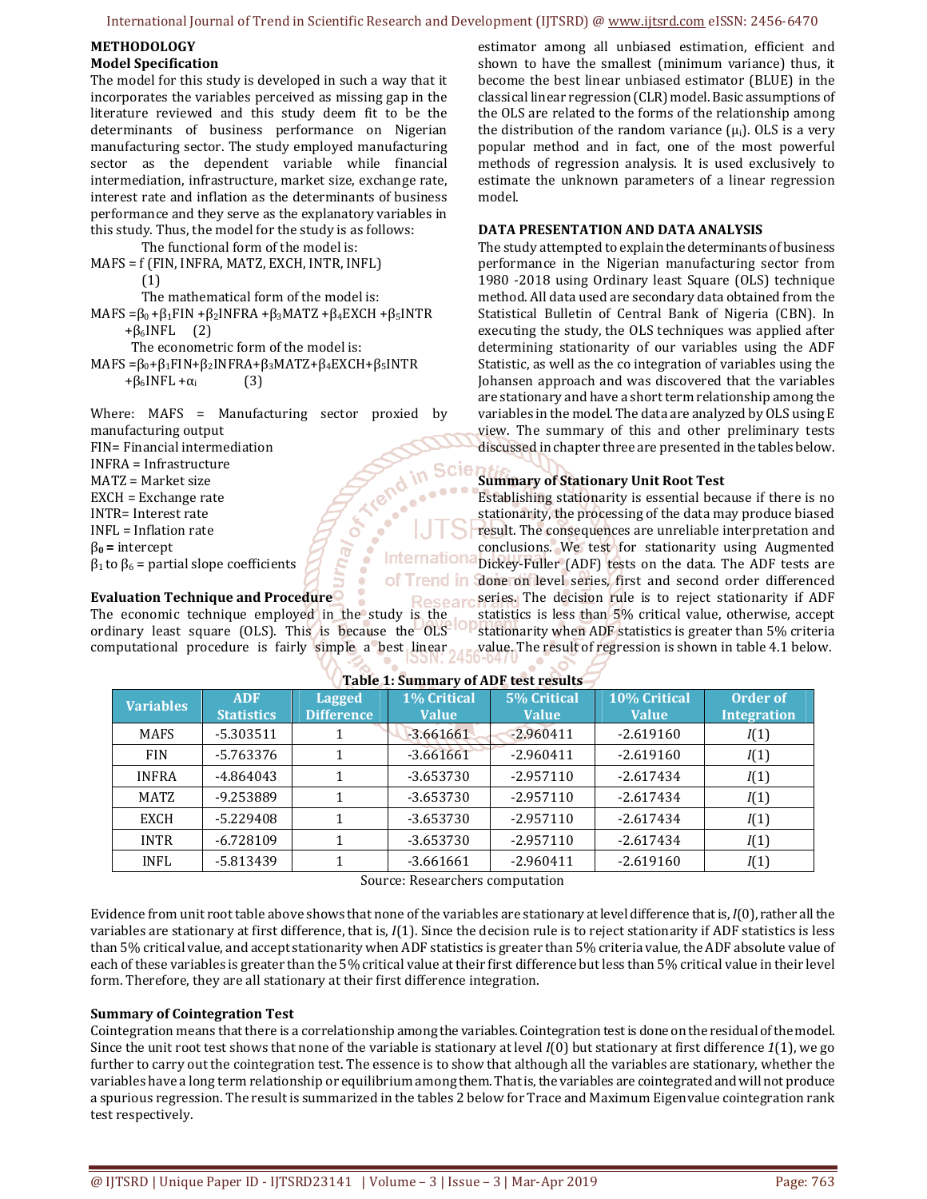## METHODOLOGY

### Model Specification

The model for this study is developed in such a way that it incorporates the variables perceived as missing gap in the literature reviewed and this study deem fit to be the determinants of business performance on Nigerian manufacturing sector. The study employed manufacturing sector as the dependent variable while financial intermediation, infrastructure, market size, exchange rate, interest rate and inflation as the determinants of business performance and they serve as the explanatory variables in this study. Thus, the model for the study is as follows:

The functional form of the model is:

$$MAFS = f\,(FIN, INFRA, MATZ, EXCH, INTR, INFL) \quad (1)$$

The mathematical form of the model is:

$$MAFS = \beta_0 + \beta_1 FIN + \beta_2 INFRA + \beta_3 MATZ + \beta_4 EXCH + \beta_5 INTR + \beta_6 INFL \quad (2)$$

The econometric form of the model is:

$$MAFS = \beta_0 + \beta_1 FIN + \beta_2 INFRA + \beta_3 MATZ + \beta_4 EXCH + \beta_5 INTR + \beta_6 INFL + \alpha_i \quad (3)$$

Where: MAFS = Manufacturing sector proxied by manufacturing output
FIN= Financial intermediation
INFRA = Infrastructure
MATZ = Market size
EXCH = Exchange rate
INTR= Interest rate
INFL = Inflation rate
$\beta_0$ **=** intercept
$\beta_1$ to $\beta_6$ = partial slope coefficients

### Evaluation Technique and Procedure

The economic technique employed in the study is the ordinary least square (OLS). This is because the OLS computational procedure is fairly simple a best linear estimator among all unbiased estimation, efficient and shown to have the smallest (minimum variance) thus, it become the best linear unbiased estimator (BLUE) in the classical linear regression (CLR) model. Basic assumptions of the OLS are related to the forms of the relationship among the distribution of the random variance ($\mu_i$). OLS is a very popular method and in fact, one of the most powerful methods of regression analysis. It is used exclusively to estimate the unknown parameters of a linear regression model.

## DATA PRESENTATION AND DATA ANALYSIS

The study attempted to explain the determinants of business performance in the Nigerian manufacturing sector from 1980 -2018 using Ordinary least Square (OLS) technique method. All data used are secondary data obtained from the Statistical Bulletin of Central Bank of Nigeria (CBN). In executing the study, the OLS techniques was applied after determining stationarity of our variables using the ADF Statistic, as well as the co integration of variables using the Johansen approach and was discovered that the variables are stationary and have a short term relationship among the variables in the model. The data are analyzed by OLS using E view. The summary of this and other preliminary tests discussed in chapter three are presented in the tables below.

### Summary of Stationary Unit Root Test

Establishing stationarity is essential because if there is no stationarity, the processing of the data may produce biased result. The consequences are unreliable interpretation and conclusions. We test for stationarity using Augmented Dickey-Fuller (ADF) tests on the data. The ADF tests are done on level series, first and second order differenced series. The decision rule is to reject stationarity if ADF statistics is less than 5% critical value, otherwise, accept stationarity when ADF statistics is greater than 5% criteria value. The result of regression is shown in table 4.1 below.

**Table 1: Summary of ADF test results**

| Variables | ADF Statistics | Lagged Difference | 1% Critical Value | 5% Critical Value | 10% Critical Value | Order of Integration |
|---|---|---|---|---|---|---|
| MAFS | -5.303511 | 1 | -3.661661 | -2.960411 | -2.619160 | *I*(1) |
| FIN | -5.763376 | 1 | -3.661661 | -2.960411 | -2.619160 | *I*(1) |
| INFRA | -4.864043 | 1 | -3.653730 | -2.957110 | -2.617434 | *I*(1) |
| MATZ | -9.253889 | 1 | -3.653730 | -2.957110 | -2.617434 | *I*(1) |
| EXCH | -5.229408 | 1 | -3.653730 | -2.957110 | -2.617434 | *I*(1) |
| INTR | -6.728109 | 1 | -3.653730 | -2.957110 | -2.617434 | *I*(1) |
| INFL | -5.813439 | 1 | -3.661661 | -2.960411 | -2.619160 | *I*(1) |

Source: Researchers computation

Evidence from unit root table above shows that none of the variables are stationary at level difference that is, *I*(0), rather all the variables are stationary at first difference, that is, *I*(1). Since the decision rule is to reject stationarity if ADF statistics is less than 5% critical value, and accept stationarity when ADF statistics is greater than 5% criteria value, the ADF absolute value of each of these variables is greater than the 5% critical value at their first difference but less than 5% critical value in their level form. Therefore, they are all stationary at their first difference integration.

### Summary of Cointegration Test

Cointegration means that there is a correlationship among the variables. Cointegration test is done on the residual of the model. Since the unit root test shows that none of the variable is stationary at level *I*(0) but stationary at first difference *1*(1), we go further to carry out the cointegration test. The essence is to show that although all the variables are stationary, whether the variables have a long term relationship or equilibrium among them. That is, the variables are cointegrated and will not produce a spurious regression. The result is summarized in the tables 2 below for Trace and Maximum Eigenvalue cointegration rank test respectively.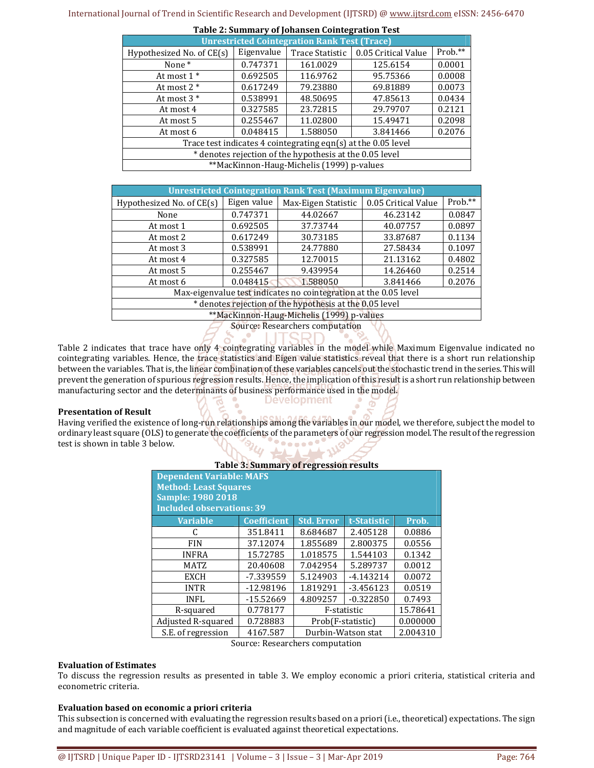**Table 2: Summary of Johansen Cointegration Test**

| Unrestricted Cointegration Rank Test (Trace) | | | | |
|---|---|---|---|---|
| Hypothesized No. of CE(s) | Eigenvalue | Trace Statistic | 0.05 Critical Value | Prob.** |
| None * | 0.747371 | 161.0029 | 125.6154 | 0.0001 |
| At most 1 * | 0.692505 | 116.9762 | 95.75366 | 0.0008 |
| At most 2 * | 0.617249 | 79.23880 | 69.81889 | 0.0073 |
| At most 3 * | 0.538991 | 48.50695 | 47.85613 | 0.0434 |
| At most 4 | 0.327585 | 23.72815 | 29.79707 | 0.2121 |
| At most 5 | 0.255467 | 11.02800 | 15.49471 | 0.2098 |
| At most 6 | 0.048415 | 1.588050 | 3.841466 | 0.2076 |
| Trace test indicates 4 cointegrating eqn(s) at the 0.05 level | | | | |
| * denotes rejection of the hypothesis at the 0.05 level | | | | |
| **MacKinnon-Haug-Michelis (1999) p-values | | | | |

| Unrestricted Cointegration Rank Test (Maximum Eigenvalue) | | | | |
|---|---|---|---|---|
| Hypothesized No. of CE(s) | Eigen value | Max-Eigen Statistic | 0.05 Critical Value | Prob.** |
| None | 0.747371 | 44.02667 | 46.23142 | 0.0847 |
| At most 1 | 0.692505 | 37.73744 | 40.07757 | 0.0897 |
| At most 2 | 0.617249 | 30.73185 | 33.87687 | 0.1134 |
| At most 3 | 0.538991 | 24.77880 | 27.58434 | 0.1097 |
| At most 4 | 0.327585 | 12.70015 | 21.13162 | 0.4802 |
| At most 5 | 0.255467 | 9.439954 | 14.26460 | 0.2514 |
| At most 6 | 0.048415 | 1.588050 | 3.841466 | 0.2076 |
| Max-eigenvalue test indicates no cointegration at the 0.05 level | | | | |
| * denotes rejection of the hypothesis at the 0.05 level | | | | |
| **MacKinnon-Haug-Michelis (1999) p-values | | | | |

Source: Researchers computation

Table 2 indicates that trace have only 4 cointegrating variables in the model while Maximum Eigenvalue indicated no cointegrating variables. Hence, the trace statistics and Eigen value statistics reveal that there is a short run relationship between the variables. That is, the linear combination of these variables cancels out the stochastic trend in the series. This will prevent the generation of spurious regression results. Hence, the implication of this result is a short run relationship between manufacturing sector and the determinants of business performance used in the model.

**Presentation of Result**

Having verified the existence of long-run relationships among the variables in our model, we therefore, subject the model to ordinary least square (OLS) to generate the coefficients of the parameters of our regression model. The result of the regression test is shown in table 3 below.

**Table 3: Summary of regression results**

| Dependent Variable: MAFS<br>Method: Least Squares<br>Sample: 1980 2018<br>Included observations: 39 | | | | |
|---|---|---|---|---|
| Variable | Coefficient | Std. Error | t-Statistic | Prob. |
| C | 351.8411 | 8.684687 | 2.405128 | 0.0886 |
| FIN | 37.12074 | 1.855689 | 2.800375 | 0.0556 |
| INFRA | 15.72785 | 1.018575 | 1.544103 | 0.1342 |
| MATZ | 20.40608 | 7.042954 | 5.289737 | 0.0012 |
| EXCH | -7.339559 | 5.124903 | -4.143214 | 0.0072 |
| INTR | -12.98196 | 1.819291 | -3.456123 | 0.0519 |
| INFL | -15.52669 | 4.809257 | -0.322850 | 0.7493 |
| R-squared | 0.778177 | F-statistic | | 15.78641 |
| Adjusted R-squared | 0.728883 | Prob(F-statistic) | | 0.000000 |
| S.E. of regression | 4167.587 | Durbin-Watson stat | | 2.004310 |

Source: Researchers computation

**Evaluation of Estimates**

To discuss the regression results as presented in table 3. We employ economic a priori criteria, statistical criteria and econometric criteria.

**Evaluation based on economic a priori criteria**

This subsection is concerned with evaluating the regression results based on a priori (i.e., theoretical) expectations. The sign and magnitude of each variable coefficient is evaluated against theoretical expectations.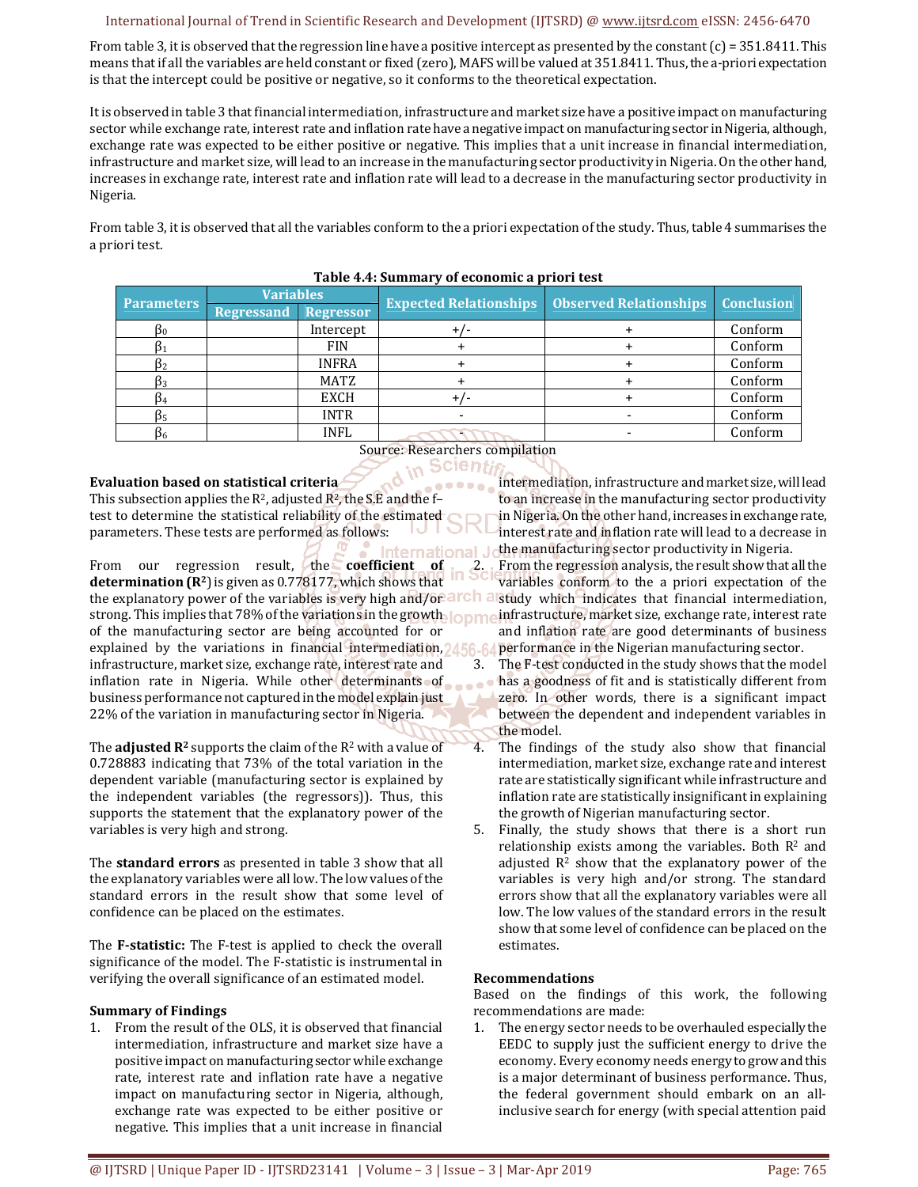From table 3, it is observed that the regression line have a positive intercept as presented by the constant (c) = 351.8411. This means that if all the variables are held constant or fixed (zero), MAFS will be valued at 351.8411. Thus, the a-priori expectation is that the intercept could be positive or negative, so it conforms to the theoretical expectation.

It is observed in table 3 that financial intermediation, infrastructure and market size have a positive impact on manufacturing sector while exchange rate, interest rate and inflation rate have a negative impact on manufacturing sector in Nigeria, although, exchange rate was expected to be either positive or negative. This implies that a unit increase in financial intermediation, infrastructure and market size, will lead to an increase in the manufacturing sector productivity in Nigeria. On the other hand, increases in exchange rate, interest rate and inflation rate will lead to a decrease in the manufacturing sector productivity in Nigeria.

From table 3, it is observed that all the variables conform to the a priori expectation of the study. Thus, table 4 summarises the a priori test.

**Table 4.4: Summary of economic a priori test**

| Parameters | Variables | | Expected Relationships | Observed Relationships | Conclusion |
|---|---|---|---|---|---|
| | Regressand | Regressor | | | |
| $\beta_0$ | | Intercept | +/- | + | Conform |
| $\beta_1$ | | FIN | + | + | Conform |
| $\beta_2$ | | INFRA | + | + | Conform |
| $\beta_3$ | | MATZ | + | + | Conform |
| $\beta_4$ | | EXCH | +/- | + | Conform |
| $\beta_5$ | | INTR | - | - | Conform |
| $\beta_6$ | | INFL | - | - | Conform |

Source: Researchers compilation

**Evaluation based on statistical criteria**

This subsection applies the $R^2$, adjusted $R^2$, the S.E and the f–test to determine the statistical reliability of the estimated parameters. These tests are performed as follows:

From our regression result, the **coefficient of determination ($R^2$)** is given as 0.778177, which shows that the explanatory power of the variables is very high and/or strong. This implies that 78% of the variations in the growth of the manufacturing sector are being accounted for or explained by the variations in financial intermediation, infrastructure, market size, exchange rate, interest rate and inflation rate in Nigeria. While other determinants of business performance not captured in the model explain just 22% of the variation in manufacturing sector in Nigeria.

The **adjusted $R^2$** supports the claim of the $R^2$ with a value of 0.728883 indicating that 73% of the total variation in the dependent variable (manufacturing sector is explained by the independent variables (the regressors)). Thus, this supports the statement that the explanatory power of the variables is very high and strong.

The **standard errors** as presented in table 3 show that all the explanatory variables were all low. The low values of the standard errors in the result show that some level of confidence can be placed on the estimates.

The **F-statistic:** The F-test is applied to check the overall significance of the model. The F-statistic is instrumental in verifying the overall significance of an estimated model.

**Summary of Findings**

1. From the result of the OLS, it is observed that financial intermediation, infrastructure and market size have a positive impact on manufacturing sector while exchange rate, interest rate and inflation rate have a negative impact on manufacturing sector in Nigeria, although, exchange rate was expected to be either positive or negative. This implies that a unit increase in financial intermediation, infrastructure and market size, will lead to an increase in the manufacturing sector productivity in Nigeria. On the other hand, increases in exchange rate, interest rate and inflation rate will lead to a decrease in the manufacturing sector productivity in Nigeria.
2. From the regression analysis, the result show that all the variables conform to the a priori expectation of the study which indicates that financial intermediation, infrastructure, market size, exchange rate, interest rate and inflation rate are good determinants of business performance in the Nigerian manufacturing sector.
3. The F-test conducted in the study shows that the model has a goodness of fit and is statistically different from zero. In other words, there is a significant impact between the dependent and independent variables in the model.
4. The findings of the study also show that financial intermediation, market size, exchange rate and interest rate are statistically significant while infrastructure and inflation rate are statistically insignificant in explaining the growth of Nigerian manufacturing sector.
5. Finally, the study shows that there is a short run relationship exists among the variables. Both $R^2$ and adjusted $R^2$ show that the explanatory power of the variables is very high and/or strong. The standard errors show that all the explanatory variables were all low. The low values of the standard errors in the result show that some level of confidence can be placed on the estimates.

**Recommendations**

Based on the findings of this work, the following recommendations are made:

1. The energy sector needs to be overhauled especially the EEDC to supply just the sufficient energy to drive the economy. Every economy needs energy to grow and this is a major determinant of business performance. Thus, the federal government should embark on an all-inclusive search for energy (with special attention paid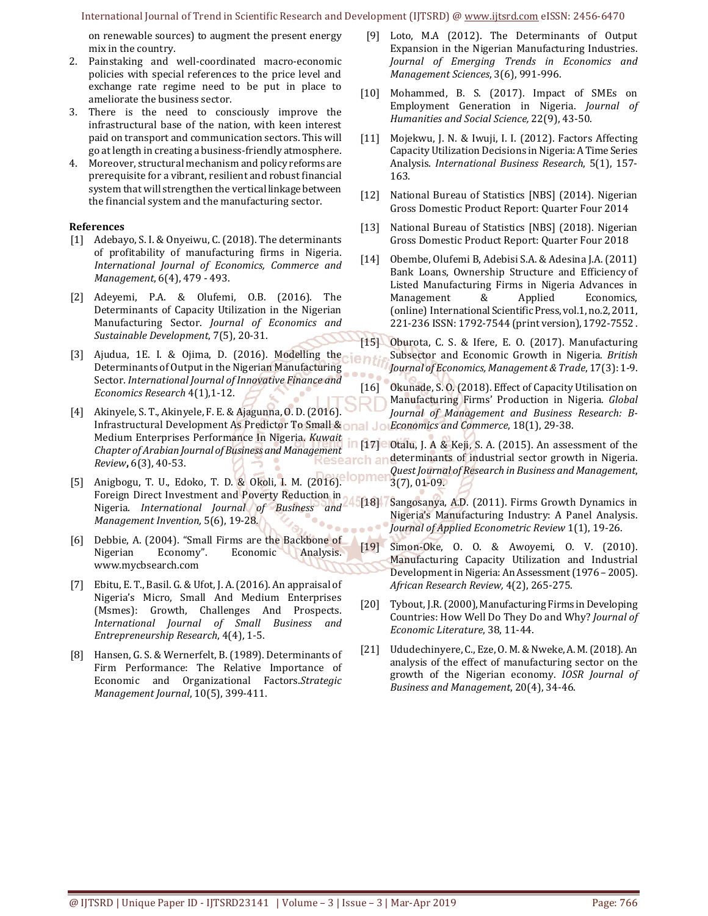on renewable sources) to augment the present energy mix in the country.

2. Painstaking and well-coordinated macro-economic policies with special references to the price level and exchange rate regime need to be put in place to ameliorate the business sector.
3. There is the need to consciously improve the infrastructural base of the nation, with keen interest paid on transport and communication sectors. This will go at length in creating a business-friendly atmosphere.
4. Moreover, structural mechanism and policy reforms are prerequisite for a vibrant, resilient and robust financial system that will strengthen the vertical linkage between the financial system and the manufacturing sector.

## References

[1] Adebayo, S. I. & Onyeiwu, C. (2018). The determinants of profitability of manufacturing firms in Nigeria. *International Journal of Economics, Commerce and Management*, 6(4), 479 - 493.

[2] Adeyemi, P.A. & Olufemi, O.B. (2016). The Determinants of Capacity Utilization in the Nigerian Manufacturing Sector. *Journal of Economics and Sustainable Development*, 7(5), 20-31.

[3] Ajudua, 1E. I. & Ojima, D. (2016). Modelling the Determinants of Output in the Nigerian Manufacturing Sector. *International Journal of Innovative Finance and Economics Research* 4(1),1-12.

[4] Akinyele, S. T., Akinyele, F. E. & Ajagunna, O. D. (2016). Infrastructural Development As Predictor To Small & Medium Enterprises Performance In Nigeria. *Kuwait Chapter of Arabian Journal of Business and Management Review*, 6(3), 40-53.

[5] Anigbogu, T. U., Edoko, T. D. & Okoli, I. M. (2016). Foreign Direct Investment and Poverty Reduction in Nigeria. *International Journal of Business and Management Invention,* 5(6), 19-28.

[6] Debbie, A. (2004). "Small Firms are the Backbone of Nigerian Economy". Economic Analysis. www.mycbsearch.com

[7] Ebitu, E. T., Basil. G. & Ufot, J. A. (2016). An appraisal of Nigeria's Micro, Small And Medium Enterprises (Msmes): Growth, Challenges And Prospects. *International Journal of Small Business and Entrepreneurship Research*, 4(4), 1-5.

[8] Hansen, G. S. & Wernerfelt, B. (1989). Determinants of Firm Performance: The Relative Importance of Economic and Organizational Factors.*Strategic Management Journal*, 10(5), 399-411.

[9] Loto, M.A (2012). The Determinants of Output Expansion in the Nigerian Manufacturing Industries. *Journal of Emerging Trends in Economics and Management Sciences*, 3(6), 991-996.

[10] Mohammed, B. S. (2017). Impact of SMEs on Employment Generation in Nigeria. *Journal of Humanities and Social Science,* 22(9), 43-50.

[11] Mojekwu, J. N. & Iwuji, I. I. (2012). Factors Affecting Capacity Utilization Decisions in Nigeria: A Time Series Analysis. *International Business Research*, 5(1), 157-163.

[12] National Bureau of Statistics [NBS] (2014). Nigerian Gross Domestic Product Report: Quarter Four 2014

[13] National Bureau of Statistics [NBS] (2018). Nigerian Gross Domestic Product Report: Quarter Four 2018

[14] Obembe, Olufemi B, Adebisi S.A. & Adesina J.A. (2011) Bank Loans, Ownership Structure and Efficiency of Listed Manufacturing Firms in Nigeria Advances in Management & Applied Economics, (online) International Scientific Press, vol.1, no.2, 2011, 221-236 ISSN: 1792-7544 (print version), 1792-7552 .

[15] Oburota, C. S. & Ifere, E. O. (2017). Manufacturing Subsector and Economic Growth in Nigeria. *British Journal of Economics, Management & Trade*, 17(3): 1-9.

[16] Okunade, S. O. (2018). Effect of Capacity Utilisation on Manufacturing Firms' Production in Nigeria. *Global Journal of Management and Business Research: B-Economics and Commerce*, 18(1), 29-38.

[17] Otalu, J. A & Keji, S. A. (2015). An assessment of the determinants of industrial sector growth in Nigeria. *Quest Journal of Research in Business and Management*, 3(7), 01-09.

[18] Sangosanya, A.D. (2011). Firms Growth Dynamics in Nigeria's Manufacturing Industry: A Panel Analysis. *Journal of Applied Econometric Review* 1(1), 19-26.

[19] Simon-Oke, O. O. & Awoyemi, O. V. (2010). Manufacturing Capacity Utilization and Industrial Development in Nigeria: An Assessment (1976 – 2005). *African Research Review,* 4(2), 265-275.

[20] Tybout, J.R. (2000), Manufacturing Firms in Developing Countries: How Well Do They Do and Why? *Journal of Economic Literature*, 38, 11-44.

[21] Ududechinyere, C., Eze, O. M. & Nweke, A. M. (2018). An analysis of the effect of manufacturing sector on the growth of the Nigerian economy. *IOSR Journal of Business and Management*, 20(4), 34-46.